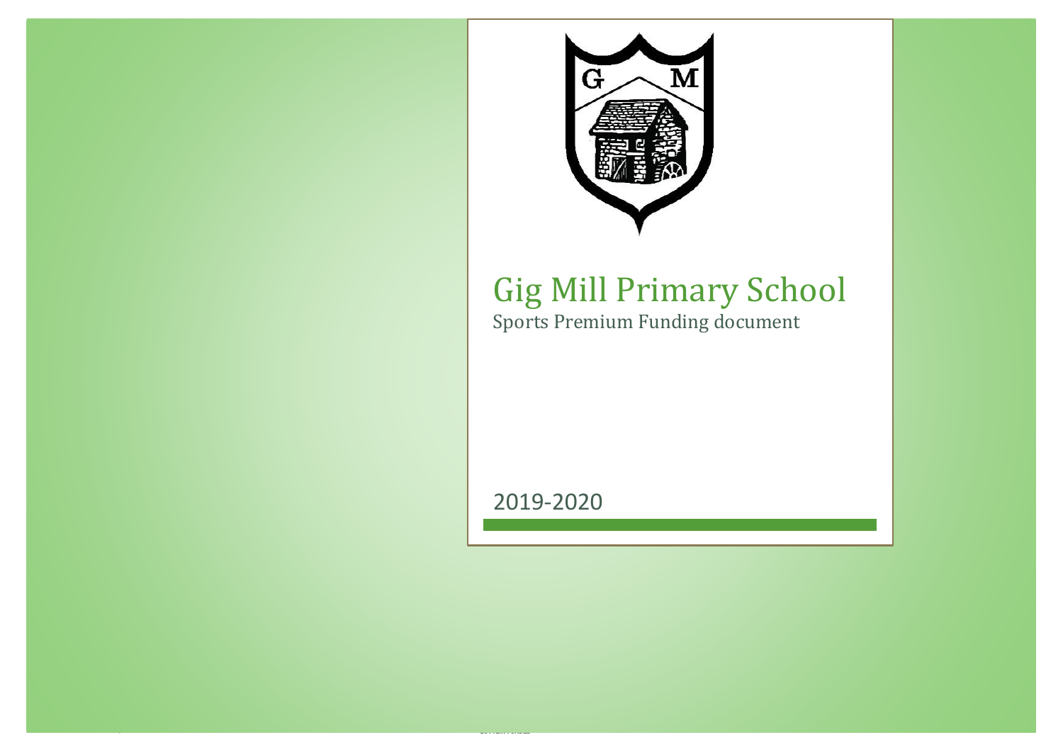# Gig Mill Primary School

Sports Premium Funding document

2019-2020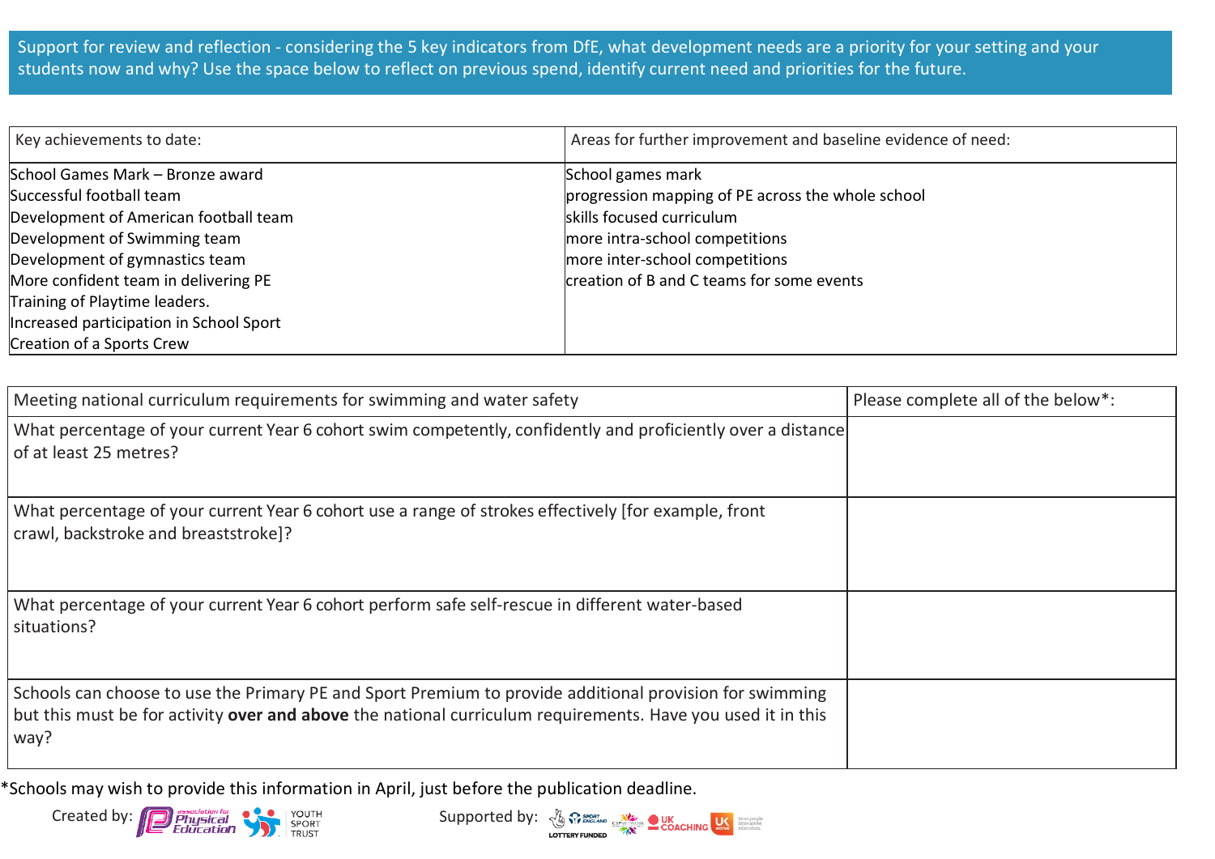Support for review and reflection - considering the 5 key indicators from DfE, what development needs are a priority for your setting and your students now and why? Use the space below to reflect on previous spend, identify current need and priorities for the future.

| Key achievements to date: | Areas for further improvement and baseline evidence of need: |
|---|---|
| School Games Mark – Bronze award<br>Successful football team<br>Development of American football team<br>Development of Swimming team<br>Development of gymnastics team<br>More confident team in delivering PE<br>Training of Playtime leaders.<br>Increased participation in School Sport<br>Creation of a Sports Crew | School games mark<br>progression mapping of PE across the whole school<br>skills focused curriculum<br>more intra-school competitions<br>more inter-school competitions<br>creation of B and C teams for some events |

| Meeting national curriculum requirements for swimming and water safety | Please complete all of the below*: |
|---|---|
| What percentage of your current Year 6 cohort swim competently, confidently and proficiently over a distance of at least 25 metres? | |
| What percentage of your current Year 6 cohort use a range of strokes effectively [for example, front crawl, backstroke and breaststroke]? | |
| What percentage of your current Year 6 cohort perform safe self-rescue in different water-based situations? | |
| Schools can choose to use the Primary PE and Sport Premium to provide additional provision for swimming but this must be for activity **over and above** the national curriculum requirements. Have you used it in this way? | |

*Schools may wish to provide this information in April, just before the publication deadline.

Created by: association for Physical Education, Youth Sport Trust

Supported by: Sport England, CSPN, UK Coaching, UK Active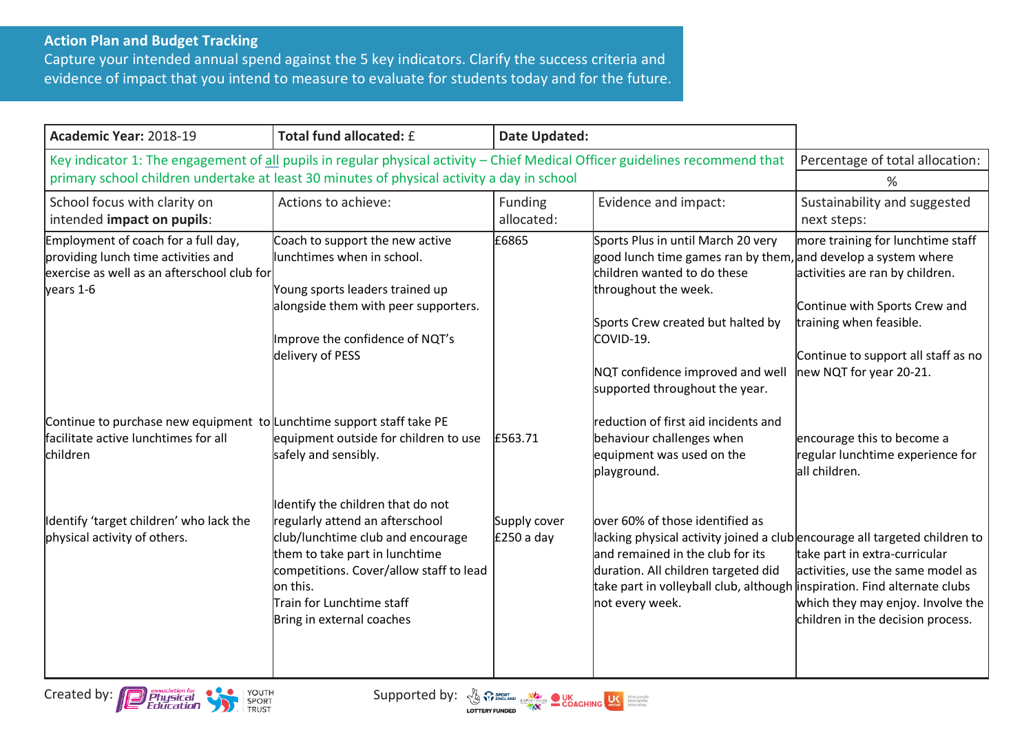## Action Plan and Budget Tracking

Capture your intended annual spend against the 5 key indicators. Clarify the success criteria and evidence of impact that you intend to measure to evaluate for students today and for the future.

| **Academic Year:** 2018-19 | **Total fund allocated:** £ | **Date Updated:** | | |
|---|---|---|---|---|
| Key indicator 1: The engagement of all pupils in regular physical activity – Chief Medical Officer guidelines recommend that primary school children undertake at least 30 minutes of physical activity a day in school | | | | Percentage of total allocation: % |
| School focus with clarity on intended **impact on pupils**: | Actions to achieve: | Funding allocated: | Evidence and impact: | Sustainability and suggested next steps: |
| Employment of coach for a full day, providing lunch time activities and exercise as well as an afterschool club for years 1-6 | Coach to support the new active lunchtimes when in school.<br><br>Young sports leaders trained up alongside them with peer supporters.<br><br>Improve the confidence of NQT's delivery of PESS | £6865 | Sports Plus in until March 20 very good lunch time games ran by them, children wanted to do these throughout the week.<br><br>Sports Crew created but halted by COVID-19.<br><br>NQT confidence improved and well supported throughout the year. | more training for lunchtime staff and develop a system where activities are ran by children.<br><br>Continue with Sports Crew and training when feasible.<br><br>Continue to support all staff as no new NQT for year 20-21. |
| Continue to purchase new equipment to facilitate active lunchtimes for all children | Lunchtime support staff take PE equipment outside for children to use safely and sensibly. | £563.71 | reduction of first aid incidents and behaviour challenges when equipment was used on the playground. | encourage this to become a regular lunchtime experience for all children. |
| Identify 'target children' who lack the physical activity of others. | Identify the children that do not regularly attend an afterschool club/lunchtime club and encourage them to take part in lunchtime competitions. Cover/allow staff to lead on this.<br>Train for Lunchtime staff<br>Bring in external coaches | Supply cover £250 a day | over 60% of those identified as lacking physical activity joined a club and remained in the club for its duration. All children targeted did take part in volleyball club, although not every week. | encourage all targeted children to take part in extra-curricular activities, use the same model as inspiration. Find alternate clubs which they may enjoy. Involve the children in the decision process. |

Created by: association for Physical Education, Youth Sport Trust

Supported by: Sport England, Lottery Funded, CSPN, UK Coaching, UK Active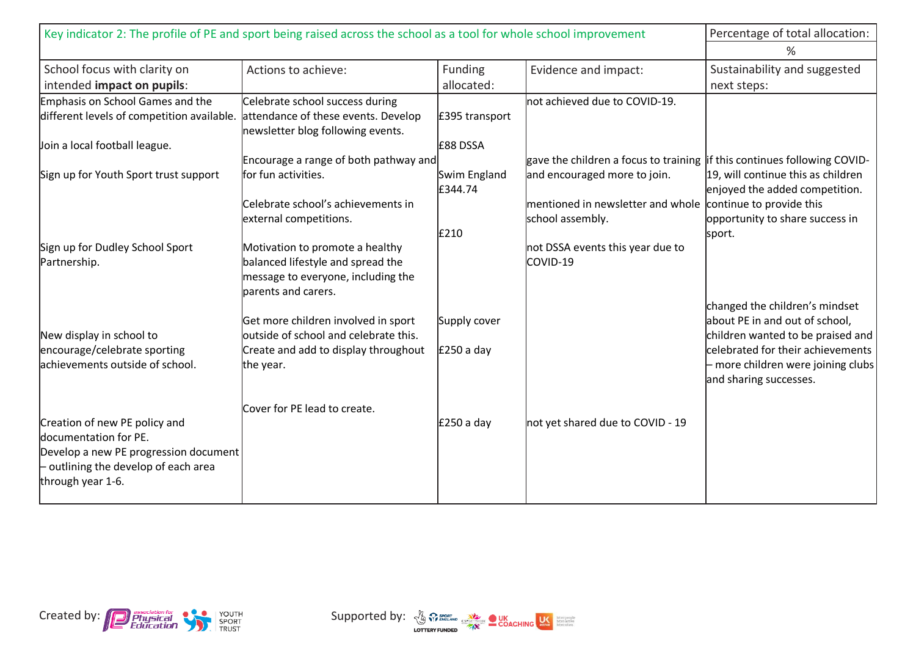| Key indicator 2: The profile of PE and sport being raised across the school as a tool for whole school improvement | | | | Percentage of total allocation: |
|---|---|---|---|---|
| | | | | % |
| School focus with clarity on intended **impact on pupils**: | Actions to achieve: | Funding allocated: | Evidence and impact: | Sustainability and suggested next steps: |
| Emphasis on School Games and the different levels of competition available. | Celebrate school success during attendance of these events. Develop newsletter blog following events. | £395 transport | not achieved due to COVID-19. | |
| Join a local football league. | Encourage a range of both pathway and for fun activities. | £88 DSSA | gave the children a focus to training and encouraged more to join. | if this continues following COVID-19, will continue this as children enjoyed the added competition. |
| Sign up for Youth Sport trust support | Celebrate school's achievements in external competitions. | Swim England £344.74 | mentioned in newsletter and whole school assembly. | continue to provide this opportunity to share success in sport. |
| Sign up for Dudley School Sport Partnership. | Motivation to promote a healthy balanced lifestyle and spread the message to everyone, including the parents and carers. | £210 | not DSSA events this year due to COVID-19 | |
| New display in school to encourage/celebrate sporting achievements outside of school. | Get more children involved in sport outside of school and celebrate this. Create and add to display throughout the year. | Supply cover £250 a day | | changed the children's mindset about PE in and out of school, children wanted to be praised and celebrated for their achievements – more children were joining clubs and sharing successes. |
| Creation of new PE policy and documentation for PE. Develop a new PE progression document – outlining the develop of each area through year 1-6. | Cover for PE lead to create. | £250 a day | not yet shared due to COVID - 19 | |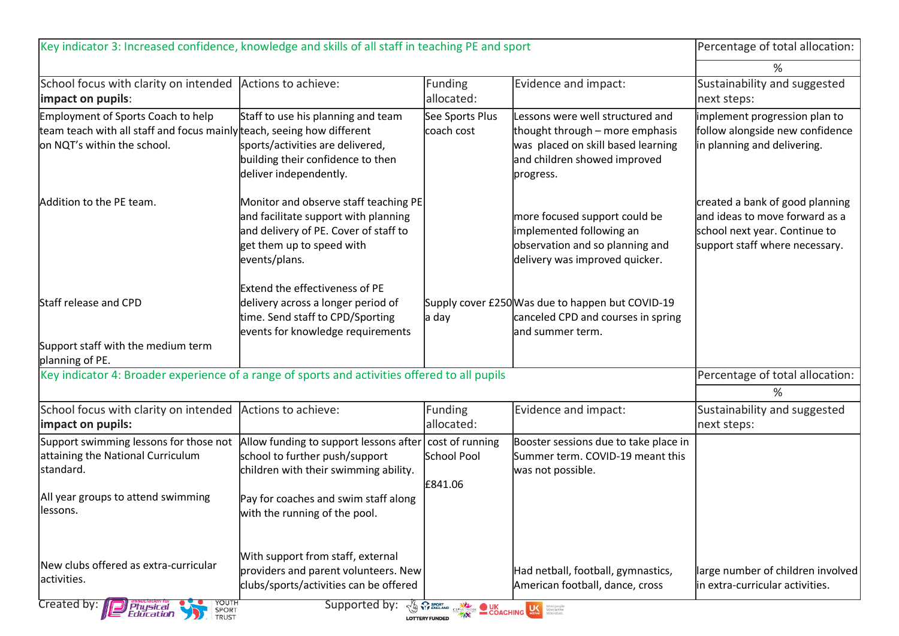| Key indicator 3: Increased confidence, knowledge and skills of all staff in teaching PE and sport | | | | Percentage of total allocation: |
|---|---|---|---|---|
| | | | | % |
| School focus with clarity on intended **impact on pupils**: | Actions to achieve: | Funding allocated: | Evidence and impact: | Sustainability and suggested next steps: |
| Employment of Sports Coach to help team teach with all staff and focus mainly on NQT's within the school.<br><br>Addition to the PE team.<br><br>Staff release and CPD<br><br>Support staff with the medium term planning of PE. | Staff to use his planning and team teach, seeing how different sports/activities are delivered, building their confidence to then deliver independently.<br><br>Monitor and observe staff teaching PE and facilitate support with planning and delivery of PE. Cover of staff to get them up to speed with events/plans.<br><br>Extend the effectiveness of PE delivery across a longer period of time. Send staff to CPD/Sporting events for knowledge requirements | See Sports Plus coach cost<br><br>Supply cover £250 a day | Lessons were well structured and thought through – more emphasis was placed on skill based learning and children showed improved progress.<br><br>more focused support could be implemented following an observation and so planning and delivery was improved quicker.<br><br>Was due to happen but COVID-19 canceled CPD and courses in spring and summer term. | implement progression plan to follow alongside new confidence in planning and delivering.<br><br>created a bank of good planning and ideas to move forward as a school next year. Continue to support staff where necessary. |

| Key indicator 4: Broader experience of a range of sports and activities offered to all pupils | | | | Percentage of total allocation: |
|---|---|---|---|---|
| | | | | % |
| School focus with clarity on intended **impact on pupils:** | Actions to achieve: | Funding allocated: | Evidence and impact: | Sustainability and suggested next steps: |
| Support swimming lessons for those not attaining the National Curriculum standard.<br><br>All year groups to attend swimming lessons.<br><br>New clubs offered as extra-curricular activities. | Allow funding to support lessons after school to further push/support children with their swimming ability.<br><br>Pay for coaches and swim staff along with the running of the pool.<br><br>With support from staff, external providers and parent volunteers. New clubs/sports/activities can be offered | cost of running School Pool<br><br>£841.06 | Booster sessions due to take place in Summer term. COVID-19 meant this was not possible.<br><br>Had netball, football, gymnastics, American football, dance, cross | large number of children involved in extra-curricular activities. |

Created by: Association for Physical Education, Youth Sport Trust

Supported by: Sport England, Lottery Funded, CSPN, UK Coaching, UK Active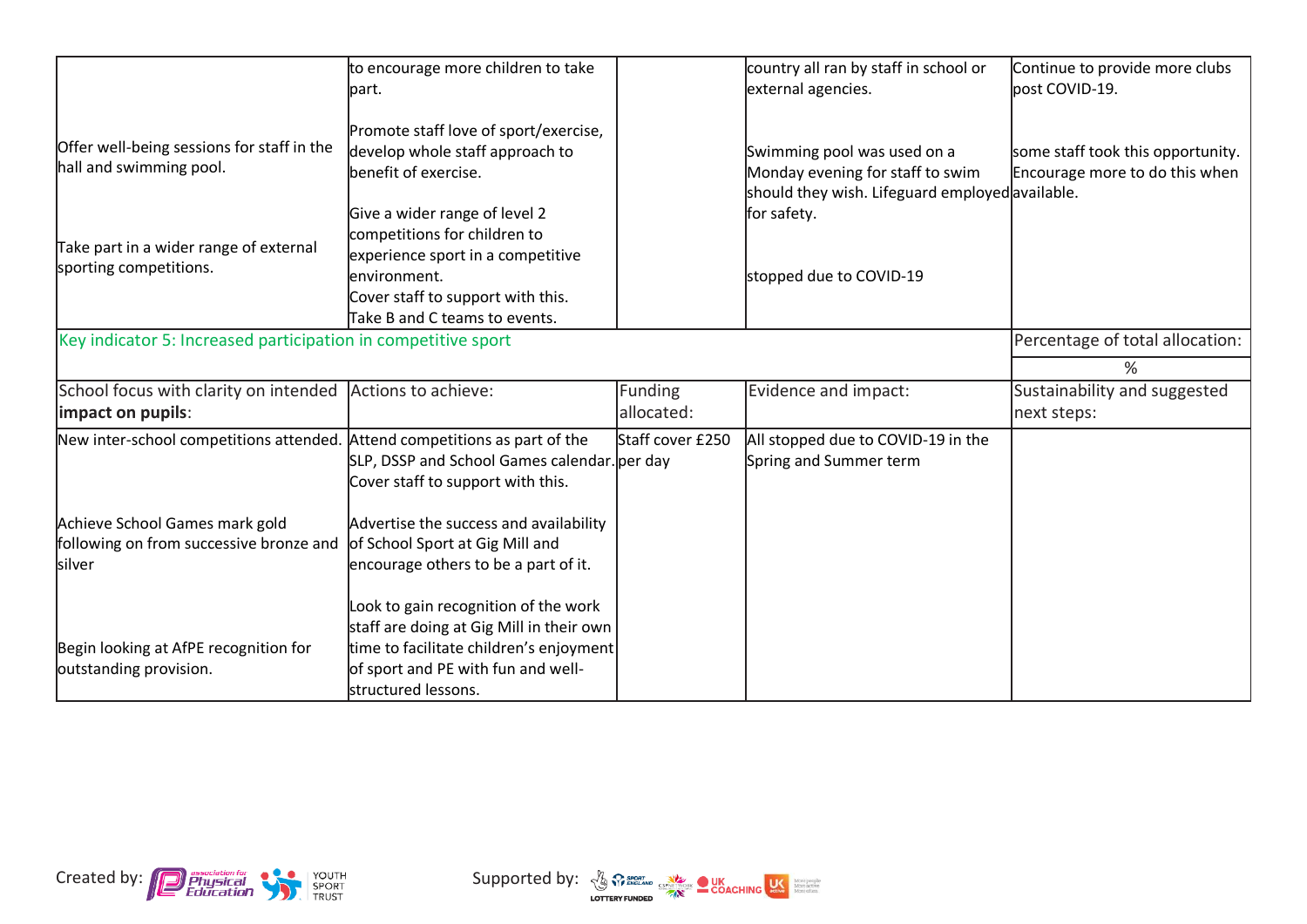| | | | | |
|---|---|---|---|---|
| Offer well-being sessions for staff in the hall and swimming pool.<br><br>Take part in a wider range of external sporting competitions. | to encourage more children to take part.<br><br>Promote staff love of sport/exercise, develop whole staff approach to benefit of exercise.<br><br>Give a wider range of level 2 competitions for children to experience sport in a competitive environment.<br>Cover staff to support with this.<br>Take B and C teams to events. | | country all ran by staff in school or external agencies.<br><br>Swimming pool was used on a Monday evening for staff to swim should they wish. Lifeguard employed for safety.<br><br>stopped due to COVID-19 | Continue to provide more clubs post COVID-19.<br><br>some staff took this opportunity. Encourage more to do this when available. |

| Key indicator 5: Increased participation in competitive sport | | | | Percentage of total allocation: |
|---|---|---|---|---|
| | | | | % |
| School focus with clarity on intended **impact on pupils**: | Actions to achieve: | Funding allocated: | Evidence and impact: | Sustainability and suggested next steps: |
| New inter-school competitions attended.<br><br>Achieve School Games mark gold following on from successive bronze and silver<br><br>Begin looking at AfPE recognition for outstanding provision. | Attend competitions as part of the SLP, DSSP and School Games calendar. Cover staff to support with this.<br><br>Advertise the success and availability of School Sport at Gig Mill and encourage others to be a part of it.<br><br>Look to gain recognition of the work staff are doing at Gig Mill in their own time to facilitate children's enjoyment of sport and PE with fun and well-structured lessons. | Staff cover £250 per day | All stopped due to COVID-19 in the Spring and Summer term | |